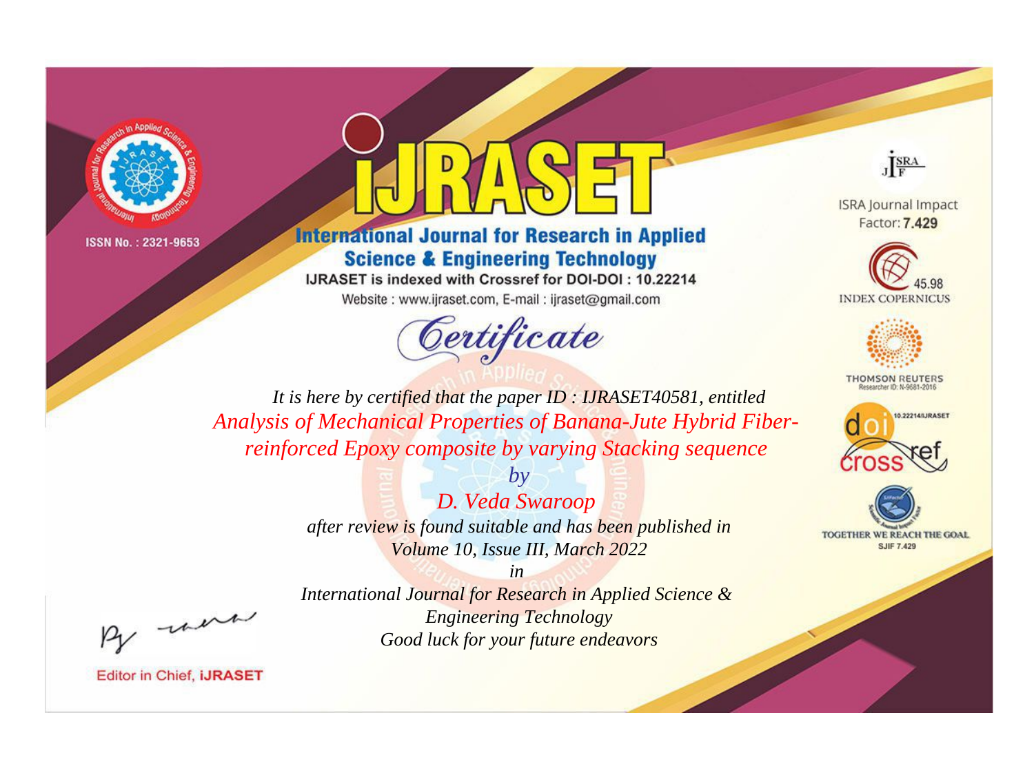ISSN No. : 2321-9653

# IJRASET

## International Journal for Research in Applied Science & Engineering Technology

IJRASET is indexed with Crossref for DOI-DOI : 10.22214

Website : www.ijraset.com, E-mail : ijraset@gmail.com

ISRA Journal Impact Factor: **7.429**

45.98 INDEX COPERNICUS

THOMSON REUTERS Researcher ID: N-9681-2016

10.22214/IJRASET

TOGETHER WE REACH THE GOAL SJIF 7.429

# *Certificate*

*It is here by certified that the paper ID : IJRASET40581, entitled*

*Analysis of Mechanical Properties of Banana-Jute Hybrid Fiber-reinforced Epoxy composite by varying Stacking sequence*

*by*

*D. Veda Swaroop*

*after review is found suitable and has been published in*

*Volume 10, Issue III, March 2022*

*in*

*International Journal for Research in Applied Science & Engineering Technology*

*Good luck for your future endeavors*

Editor in Chief, **iJRASET**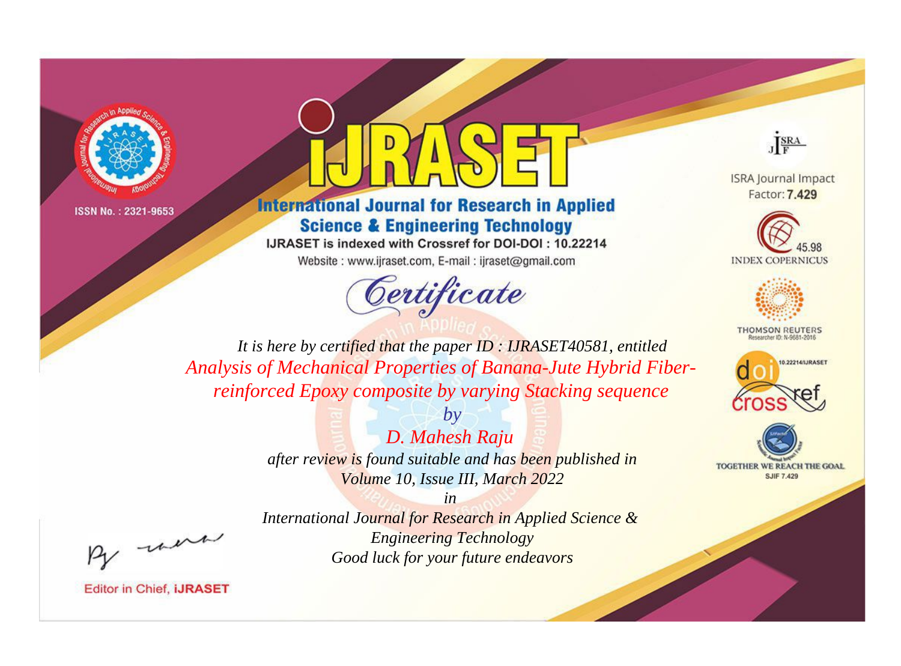ISSN No. : 2321-9653

# iJRASET

## International Journal for Research in Applied Science & Engineering Technology

IJRASET is indexed with Crossref for DOI-DOI : 10.22214

Website : www.ijraset.com, E-mail : ijraset@gmail.com

ISRA Journal Impact Factor: **7.429**

45.98 INDEX COPERNICUS

THOMSON REUTERS Researcher ID: N-9681-2016

10.22214/IJRASET

TOGETHER WE REACH THE GOAL SJIF 7.429

# *Certificate*

*It is here by certified that the paper ID : IJRASET40581, entitled*

*Analysis of Mechanical Properties of Banana-Jute Hybrid Fiber-reinforced Epoxy composite by varying Stacking sequence*

*by*

*D. Mahesh Raju*

*after review is found suitable and has been published in*

*Volume 10, Issue III, March 2022*

*in*

*International Journal for Research in Applied Science & Engineering Technology*

*Good luck for your future endeavors*

Editor in Chief, **iJRASET**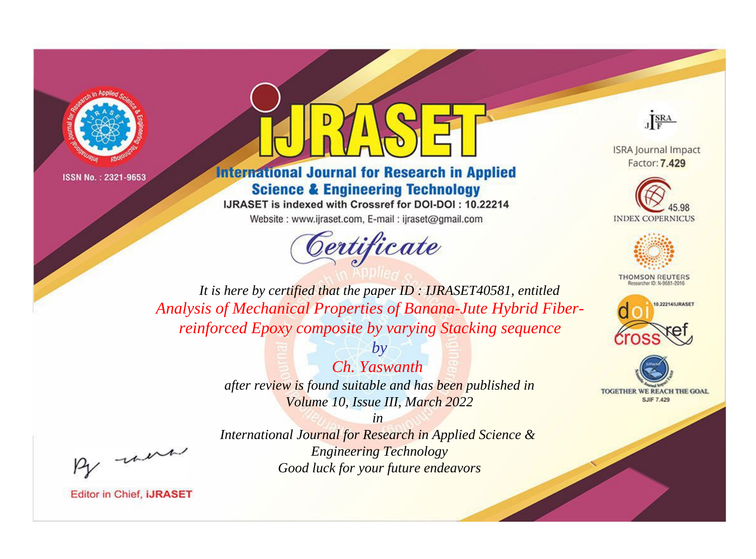ISSN No. : 2321-9653

# IJRASET

## International Journal for Research in Applied Science & Engineering Technology

IJRASET is indexed with Crossref for DOI-DOI : 10.22214

Website : www.ijraset.com, E-mail : ijraset@gmail.com

*Certificate*

*It is here by certified that the paper ID : IJRASET40581, entitled*

*Analysis of Mechanical Properties of Banana-Jute Hybrid Fiber-reinforced Epoxy composite by varying Stacking sequence*

*by*

*Ch. Yaswanth*

*after review is found suitable and has been published in*

*Volume 10, Issue III, March 2022*

*in*

*International Journal for Research in Applied Science & Engineering Technology*

*Good luck for your future endeavors*

ISRA Journal Impact Factor: **7.429**

45.98 INDEX COPERNICUS

THOMSON REUTERS Researcher ID: N-9681-2016

10.22214/IJRASET

TOGETHER WE REACH THE GOAL SJIF 7.429

Editor in Chief, **iJRASET**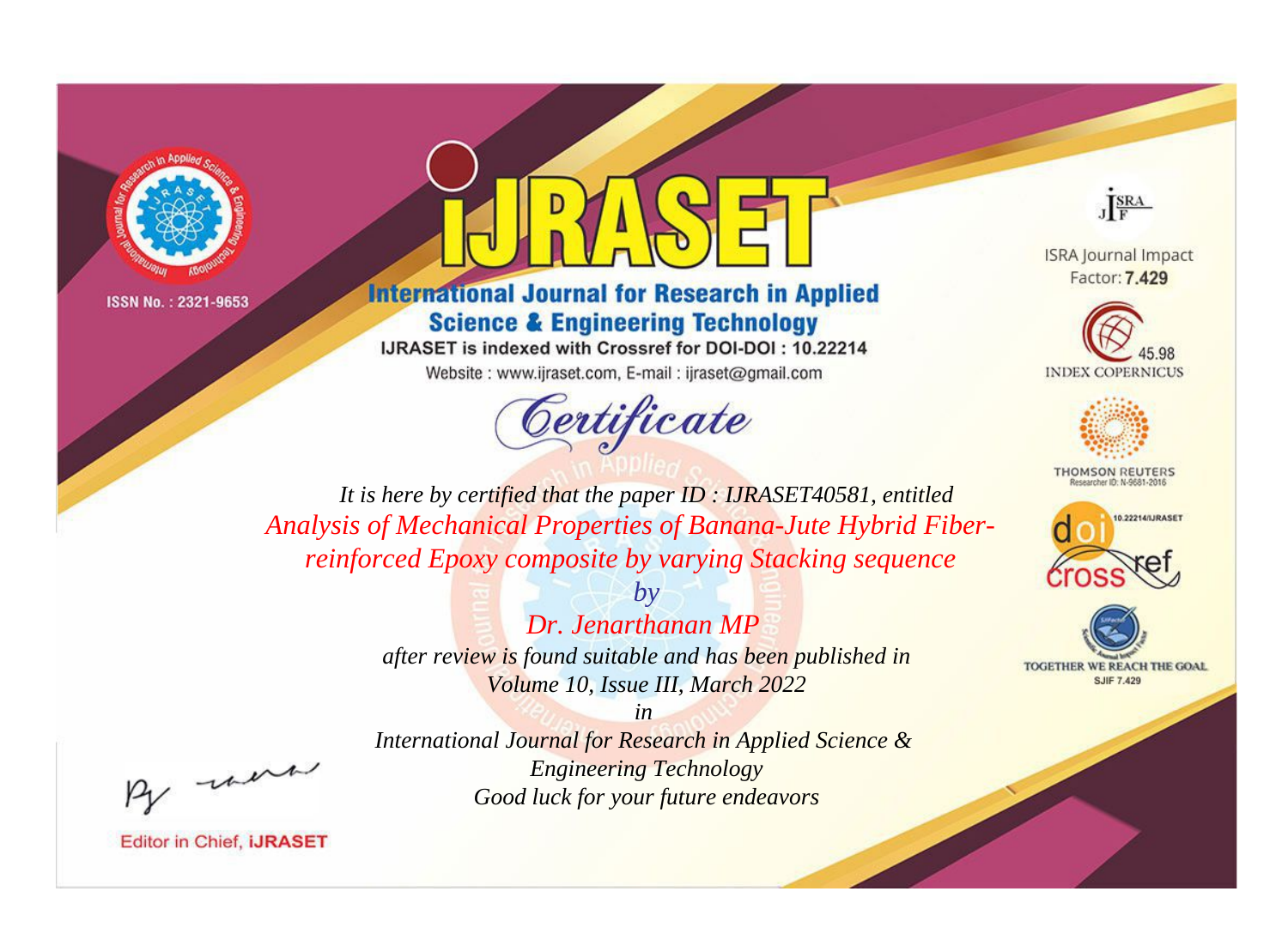ISSN No. : 2321-9653

# iJRASET

## International Journal for Research in Applied Science & Engineering Technology

IJRASET is indexed with Crossref for DOI-DOI : 10.22214

Website : www.ijraset.com, E-mail : ijraset@gmail.com

ISRA Journal Impact Factor: **7.429**

45.98 INDEX COPERNICUS

THOMSON REUTERS Researcher ID: N-9681-2016

10.22214/IJRASET

TOGETHER WE REACH THE GOAL SJIF 7.429

*Certificate*

*It is here by certified that the paper ID : IJRASET40581, entitled*

*Analysis of Mechanical Properties of Banana-Jute Hybrid Fiber-reinforced Epoxy composite by varying Stacking sequence*

*by*

*Dr. Jenarthanan MP*

*after review is found suitable and has been published in*

*Volume 10, Issue III, March 2022*

*in*

*International Journal for Research in Applied Science & Engineering Technology*

*Good luck for your future endeavors*

Editor in Chief, **iJRASET**